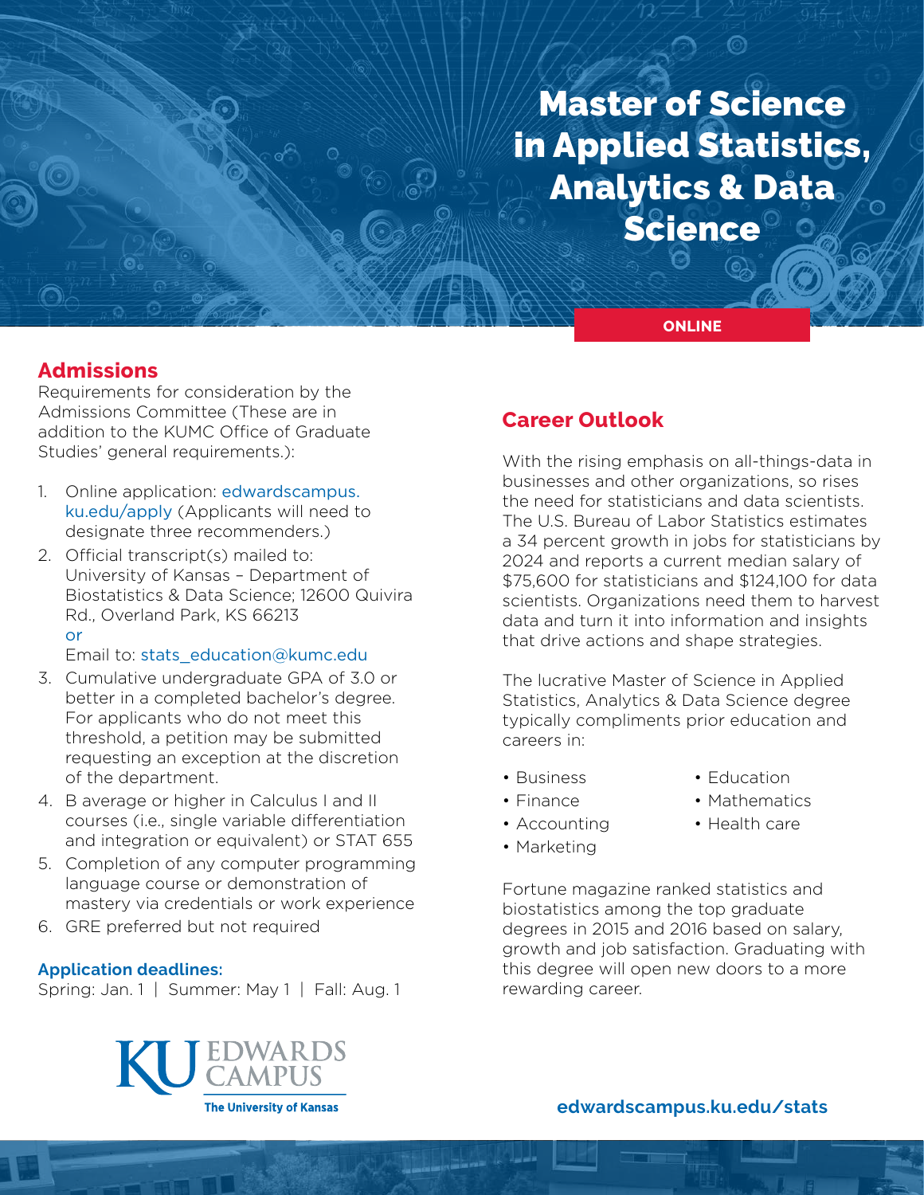# Master of Science in Applied Statistics, Analytics & Data Science

**ONLINE**

## Admissions

Requirements for consideration by the Admissions Committee (These are in addition to the KUMC Office of Graduate Studies' general requirements.):

1. Online application: edwardscampus.ku.edu/apply (Applicants will need to designate three recommenders.)
2. Official transcript(s) mailed to: University of Kansas – Department of Biostatistics & Data Science; 12600 Quivira Rd., Overland Park, KS 66213
   or
   Email to: stats_education@kumc.edu
3. Cumulative undergraduate GPA of 3.0 or better in a completed bachelor's degree. For applicants who do not meet this threshold, a petition may be submitted requesting an exception at the discretion of the department.
4. B average or higher in Calculus I and II courses (i.e., single variable differentiation and integration or equivalent) or STAT 655
5. Completion of any computer programming language course or demonstration of mastery via credentials or work experience
6. GRE preferred but not required

### Application deadlines:

Spring: Jan. 1 | Summer: May 1 | Fall: Aug. 1

KU EDWARDS CAMPUS
The University of Kansas

## Career Outlook

With the rising emphasis on all-things-data in businesses and other organizations, so rises the need for statisticians and data scientists. The U.S. Bureau of Labor Statistics estimates a 34 percent growth in jobs for statisticians by 2024 and reports a current median salary of $75,600 for statisticians and $124,100 for data scientists. Organizations need them to harvest data and turn it into information and insights that drive actions and shape strategies.

The lucrative Master of Science in Applied Statistics, Analytics & Data Science degree typically compliments prior education and careers in:

- Business
- Finance
- Accounting
- Marketing
- Education
- Mathematics
- Health care

Fortune magazine ranked statistics and biostatistics among the top graduate degrees in 2015 and 2016 based on salary, growth and job satisfaction. Graduating with this degree will open new doors to a more rewarding career.

**edwardscampus.ku.edu/stats**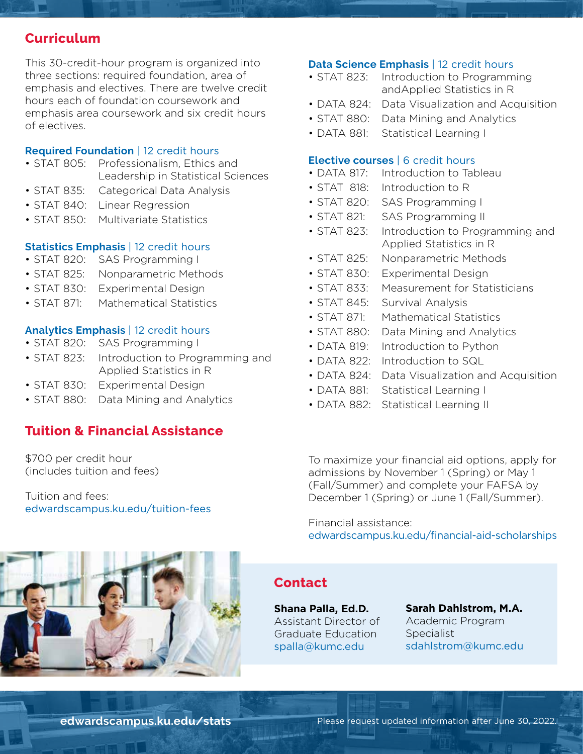## Curriculum

This 30-credit-hour program is organized into three sections: required foundation, area of emphasis and electives. There are twelve credit hours each of foundation coursework and emphasis area coursework and six credit hours of electives.

### Required Foundation | 12 credit hours

- STAT 805: Professionalism, Ethics and Leadership in Statistical Sciences
- STAT 835: Categorical Data Analysis
- STAT 840: Linear Regression
- STAT 850: Multivariate Statistics

### Statistics Emphasis | 12 credit hours

- STAT 820: SAS Programming I
- STAT 825: Nonparametric Methods
- STAT 830: Experimental Design
- STAT 871: Mathematical Statistics

### Analytics Emphasis | 12 credit hours

- STAT 820: SAS Programming I
- STAT 823: Introduction to Programming and Applied Statistics in R
- STAT 830: Experimental Design
- STAT 880: Data Mining and Analytics

### Data Science Emphasis | 12 credit hours

- STAT 823: Introduction to Programming andApplied Statistics in R
- DATA 824: Data Visualization and Acquisition
- STAT 880: Data Mining and Analytics
- DATA 881: Statistical Learning I

### Elective courses | 6 credit hours

- DATA 817: Introduction to Tableau
- STAT 818: Introduction to R
- STAT 820: SAS Programming I
- STAT 821: SAS Programming II
- STAT 823: Introduction to Programming and Applied Statistics in R
- STAT 825: Nonparametric Methods
- STAT 830: Experimental Design
- STAT 833: Measurement for Statisticians
- STAT 845: Survival Analysis
- STAT 871: Mathematical Statistics
- STAT 880: Data Mining and Analytics
- DATA 819: Introduction to Python
- DATA 822: Introduction to SQL
- DATA 824: Data Visualization and Acquisition
- DATA 881: Statistical Learning I
- DATA 882: Statistical Learning II

## Tuition & Financial Assistance

$700 per credit hour
(includes tuition and fees)

Tuition and fees:
edwardscampus.ku.edu/tuition-fees

To maximize your financial aid options, apply for admissions by November 1 (Spring) or May 1 (Fall/Summer) and complete your FAFSA by December 1 (Spring) or June 1 (Fall/Summer).

Financial assistance:
edwardscampus.ku.edu/financial-aid-scholarships

## Contact

**Shana Palla, Ed.D.**
Assistant Director of Graduate Education
spalla@kumc.edu

**Sarah Dahlstrom, M.A.**
Academic Program Specialist
sdahlstrom@kumc.edu

**edwardscampus.ku.edu/stats**

Please request updated information after June 30, 2022.